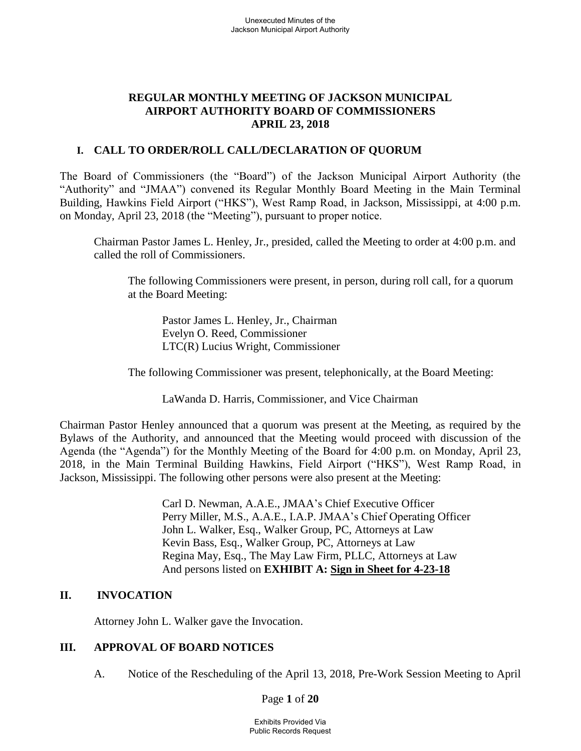# REGULAR MONTHLY MEETING OF JACKSON MUNICIPAL AIRPORT AUTHORITY BOARD OF COMMISSIONERS APRIL 23, 2018

## I. CALL TO ORDER/ROLL CALL/DECLARATION OF QUORUM

The Board of Commissioners (the "Board") of the Jackson Municipal Airport Authority (the "Authority" and "JMAA") convened its Regular Monthly Board Meeting in the Main Terminal Building, Hawkins Field Airport ("HKS"), West Ramp Road, in Jackson, Mississippi, at 4:00 p.m. on Monday, April 23, 2018 (the "Meeting"), pursuant to proper notice.

Chairman Pastor James L. Henley, Jr., presided, called the Meeting to order at 4:00 p.m. and called the roll of Commissioners.

The following Commissioners were present, in person, during roll call, for a quorum at the Board Meeting:

Pastor James L. Henley, Jr., Chairman
Evelyn O. Reed, Commissioner
LTC(R) Lucius Wright, Commissioner

The following Commissioner was present, telephonically, at the Board Meeting:

LaWanda D. Harris, Commissioner, and Vice Chairman

Chairman Pastor Henley announced that a quorum was present at the Meeting, as required by the Bylaws of the Authority, and announced that the Meeting would proceed with discussion of the Agenda (the "Agenda") for the Monthly Meeting of the Board for 4:00 p.m. on Monday, April 23, 2018, in the Main Terminal Building Hawkins, Field Airport ("HKS"), West Ramp Road, in Jackson, Mississippi. The following other persons were also present at the Meeting:

Carl D. Newman, A.A.E., JMAA's Chief Executive Officer
Perry Miller, M.S., A.A.E., I.A.P. JMAA's Chief Operating Officer
John L. Walker, Esq., Walker Group, PC, Attorneys at Law
Kevin Bass, Esq., Walker Group, PC, Attorneys at Law
Regina May, Esq., The May Law Firm, PLLC, Attorneys at Law
And persons listed on **EXHIBIT A: Sign in Sheet for 4-23-18**

## II. INVOCATION

Attorney John L. Walker gave the Invocation.

## III. APPROVAL OF BOARD NOTICES

A. Notice of the Rescheduling of the April 13, 2018, Pre-Work Session Meeting to April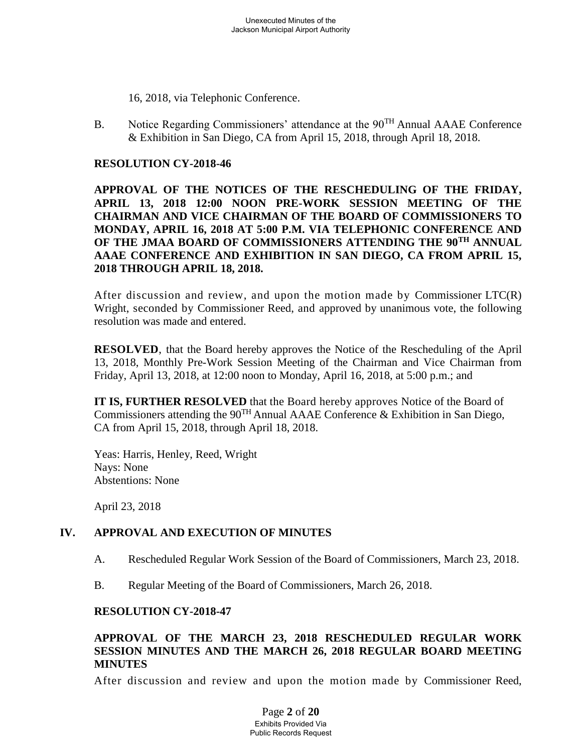16, 2018, via Telephonic Conference.

B. Notice Regarding Commissioners' attendance at the 90$^{TH}$ Annual AAAE Conference & Exhibition in San Diego, CA from April 15, 2018, through April 18, 2018.

**RESOLUTION CY-2018-46**

**APPROVAL OF THE NOTICES OF THE RESCHEDULING OF THE FRIDAY, APRIL 13, 2018 12:00 NOON PRE-WORK SESSION MEETING OF THE CHAIRMAN AND VICE CHAIRMAN OF THE BOARD OF COMMISSIONERS TO MONDAY, APRIL 16, 2018 AT 5:00 P.M. VIA TELEPHONIC CONFERENCE AND OF THE JMAA BOARD OF COMMISSIONERS ATTENDING THE 90$^{TH}$ ANNUAL AAAE CONFERENCE AND EXHIBITION IN SAN DIEGO, CA FROM APRIL 15, 2018 THROUGH APRIL 18, 2018.**

After discussion and review, and upon the motion made by Commissioner LTC(R) Wright, seconded by Commissioner Reed, and approved by unanimous vote, the following resolution was made and entered.

**RESOLVED**, that the Board hereby approves the Notice of the Rescheduling of the April 13, 2018, Monthly Pre-Work Session Meeting of the Chairman and Vice Chairman from Friday, April 13, 2018, at 12:00 noon to Monday, April 16, 2018, at 5:00 p.m.; and

**IT IS, FURTHER RESOLVED** that the Board hereby approves Notice of the Board of Commissioners attending the 90$^{TH}$ Annual AAAE Conference & Exhibition in San Diego, CA from April 15, 2018, through April 18, 2018.

Yeas: Harris, Henley, Reed, Wright
Nays: None
Abstentions: None

April 23, 2018

## IV. APPROVAL AND EXECUTION OF MINUTES

A. Rescheduled Regular Work Session of the Board of Commissioners, March 23, 2018.

B. Regular Meeting of the Board of Commissioners, March 26, 2018.

**RESOLUTION CY-2018-47**

**APPROVAL OF THE MARCH 23, 2018 RESCHEDULED REGULAR WORK SESSION MINUTES AND THE MARCH 26, 2018 REGULAR BOARD MEETING MINUTES**

After discussion and review and upon the motion made by Commissioner Reed,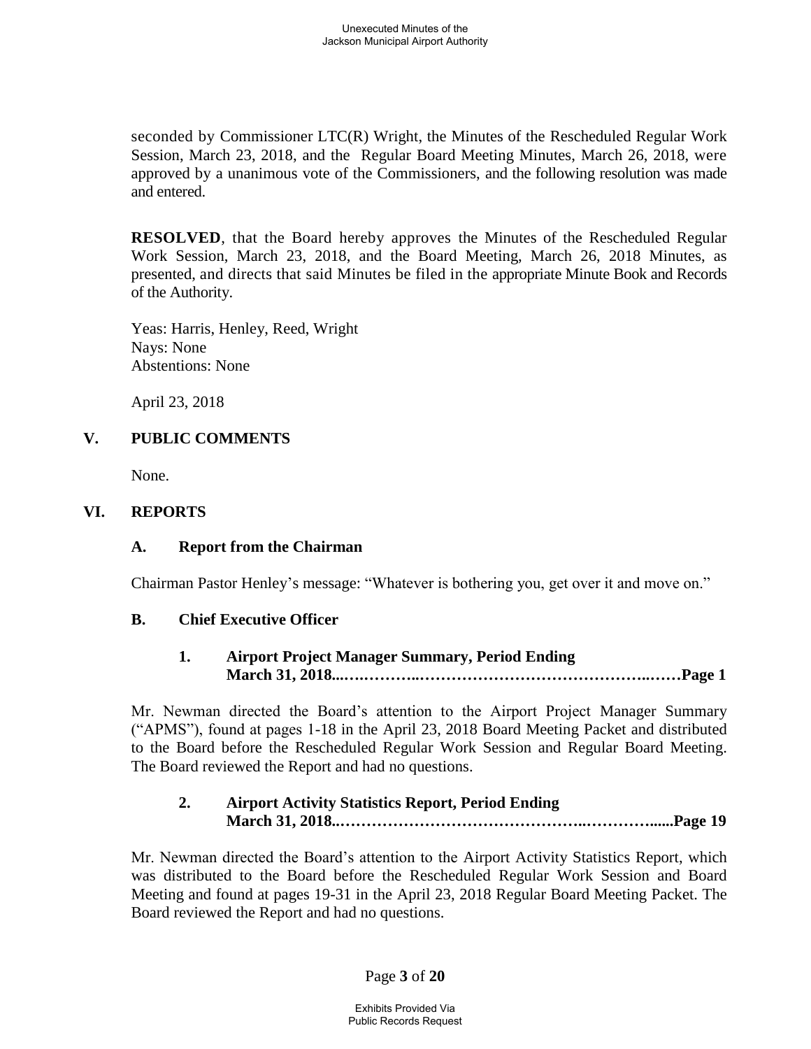seconded by Commissioner LTC(R) Wright, the Minutes of the Rescheduled Regular Work Session, March 23, 2018, and the Regular Board Meeting Minutes, March 26, 2018, were approved by a unanimous vote of the Commissioners, and the following resolution was made and entered.

**RESOLVED**, that the Board hereby approves the Minutes of the Rescheduled Regular Work Session, March 23, 2018, and the Board Meeting, March 26, 2018 Minutes, as presented, and directs that said Minutes be filed in the appropriate Minute Book and Records of the Authority.

Yeas: Harris, Henley, Reed, Wright
Nays: None
Abstentions: None

April 23, 2018

## V. PUBLIC COMMENTS

None.

## VI. REPORTS

### A. Report from the Chairman

Chairman Pastor Henley's message: "Whatever is bothering you, get over it and move on."

### B. Chief Executive Officer

#### 1. Airport Project Manager Summary, Period Ending March 31, 2018...….………..……………………………………..……Page 1

Mr. Newman directed the Board's attention to the Airport Project Manager Summary ("APMS"), found at pages 1-18 in the April 23, 2018 Board Meeting Packet and distributed to the Board before the Rescheduled Regular Work Session and Regular Board Meeting. The Board reviewed the Report and had no questions.

#### 2. Airport Activity Statistics Report, Period Ending March 31, 2018..……………………………………..…………......Page 19

Mr. Newman directed the Board's attention to the Airport Activity Statistics Report, which was distributed to the Board before the Rescheduled Regular Work Session and Board Meeting and found at pages 19-31 in the April 23, 2018 Regular Board Meeting Packet. The Board reviewed the Report and had no questions.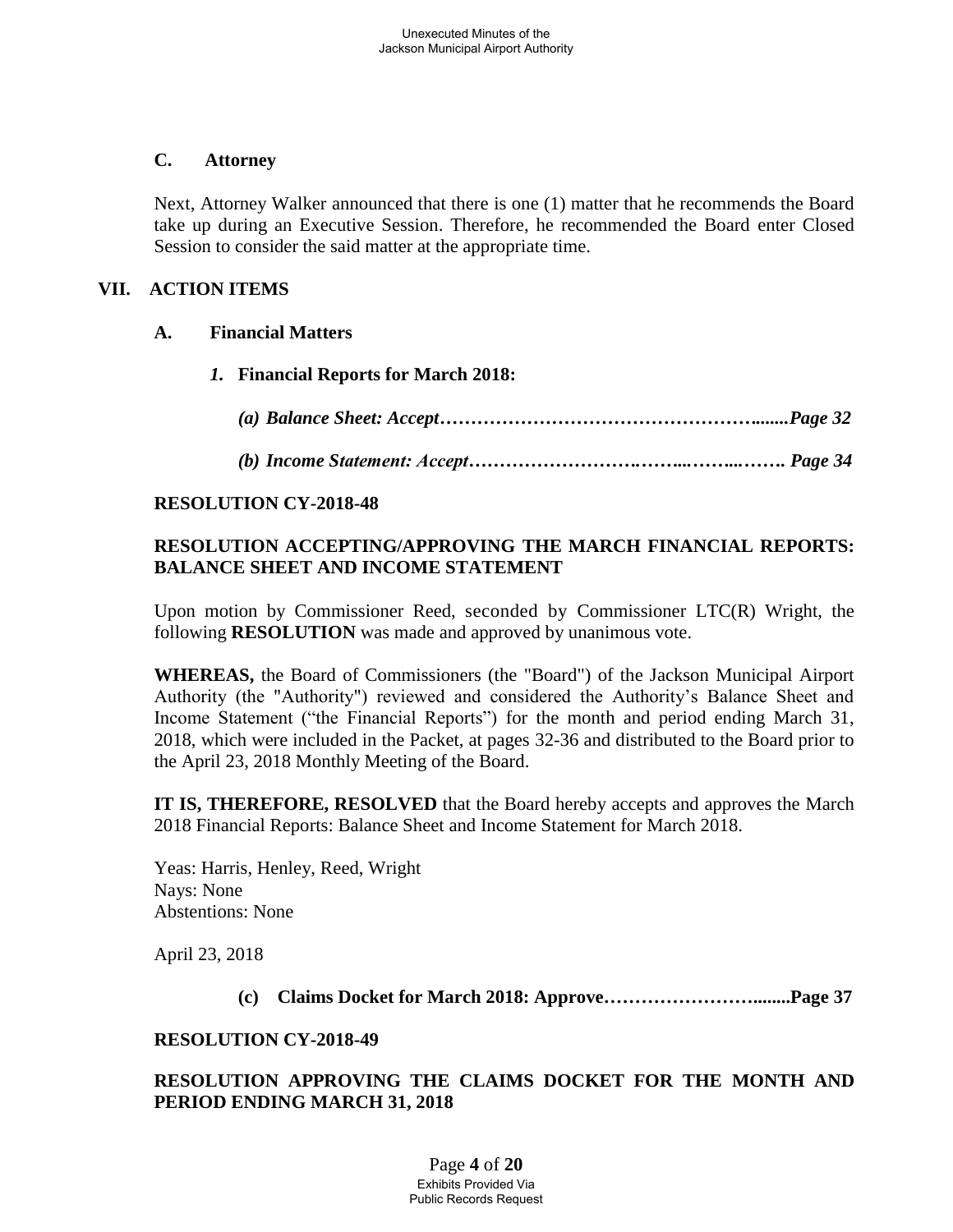### C. Attorney

Next, Attorney Walker announced that there is one (1) matter that he recommends the Board take up during an Executive Session. Therefore, he recommended the Board enter Closed Session to consider the said matter at the appropriate time.

## VII. ACTION ITEMS

### A. Financial Matters

#### *1.* Financial Reports for March 2018:

***(a) Balance Sheet: Accept……………………………………………........Page 32***

***(b) Income Statement: Accept………………………….……...……...……. Page 34***

**RESOLUTION CY-2018-48**

**RESOLUTION ACCEPTING/APPROVING THE MARCH FINANCIAL REPORTS: BALANCE SHEET AND INCOME STATEMENT**

Upon motion by Commissioner Reed, seconded by Commissioner LTC(R) Wright, the following **RESOLUTION** was made and approved by unanimous vote.

**WHEREAS,** the Board of Commissioners (the "Board") of the Jackson Municipal Airport Authority (the "Authority") reviewed and considered the Authority's Balance Sheet and Income Statement ("the Financial Reports") for the month and period ending March 31, 2018, which were included in the Packet, at pages 32-36 and distributed to the Board prior to the April 23, 2018 Monthly Meeting of the Board.

**IT IS, THEREFORE, RESOLVED** that the Board hereby accepts and approves the March 2018 Financial Reports: Balance Sheet and Income Statement for March 2018.

Yeas: Harris, Henley, Reed, Wright
Nays: None
Abstentions: None

April 23, 2018

**(c) Claims Docket for March 2018: Approve……………………........Page 37**

**RESOLUTION CY-2018-49**

**RESOLUTION APPROVING THE CLAIMS DOCKET FOR THE MONTH AND PERIOD ENDING MARCH 31, 2018**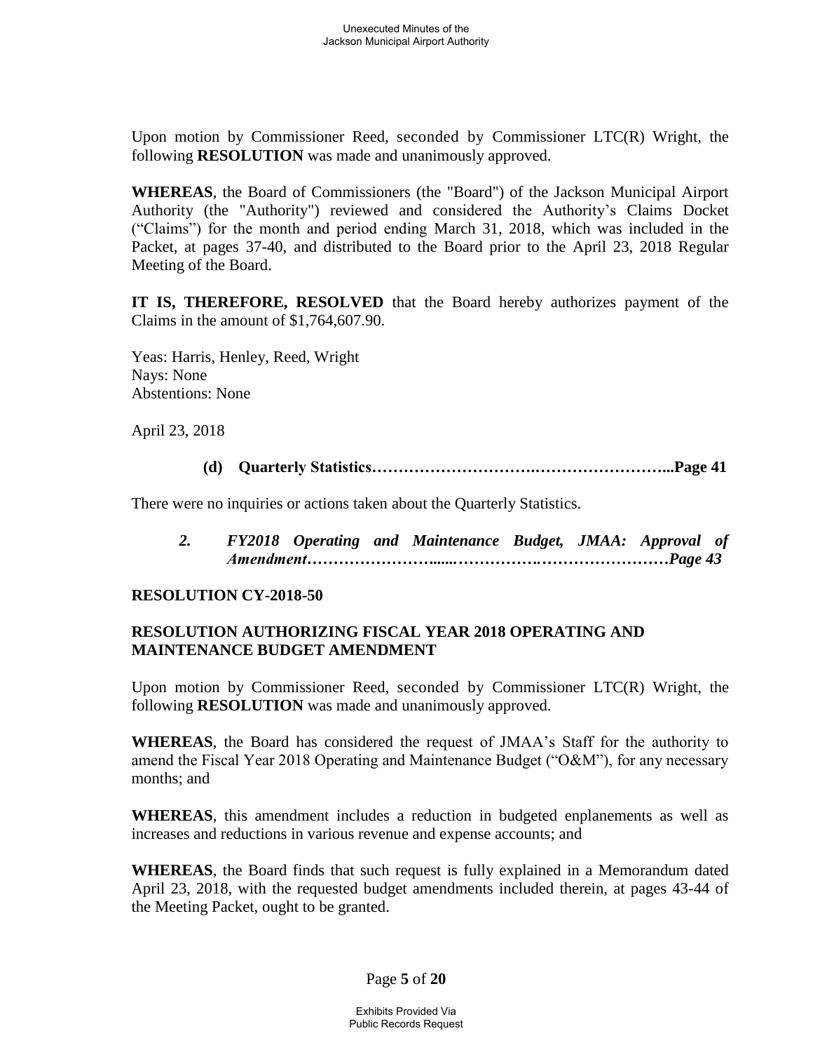Upon motion by Commissioner Reed, seconded by Commissioner LTC(R) Wright, the following **RESOLUTION** was made and unanimously approved.

**WHEREAS**, the Board of Commissioners (the "Board") of the Jackson Municipal Airport Authority (the "Authority") reviewed and considered the Authority's Claims Docket ("Claims") for the month and period ending March 31, 2018, which was included in the Packet, at pages 37-40, and distributed to the Board prior to the April 23, 2018 Regular Meeting of the Board.

**IT IS, THEREFORE, RESOLVED** that the Board hereby authorizes payment of the Claims in the amount of $1,764,607.90.

Yeas: Harris, Henley, Reed, Wright
Nays: None
Abstentions: None

April 23, 2018

**(d) Quarterly Statistics……………………….……………………...Page 41**

There were no inquiries or actions taken about the Quarterly Statistics.

***2. FY2018 Operating and Maintenance Budget, JMAA: Approval of Amendment…………………......……………….……………………Page 43***

**RESOLUTION CY-2018-50**

**RESOLUTION AUTHORIZING FISCAL YEAR 2018 OPERATING AND MAINTENANCE BUDGET AMENDMENT**

Upon motion by Commissioner Reed, seconded by Commissioner LTC(R) Wright, the following **RESOLUTION** was made and unanimously approved.

**WHEREAS**, the Board has considered the request of JMAA's Staff for the authority to amend the Fiscal Year 2018 Operating and Maintenance Budget ("O&M"), for any necessary months; and

**WHEREAS**, this amendment includes a reduction in budgeted enplanements as well as increases and reductions in various revenue and expense accounts; and

**WHEREAS**, the Board finds that such request is fully explained in a Memorandum dated April 23, 2018, with the requested budget amendments included therein, at pages 43-44 of the Meeting Packet, ought to be granted.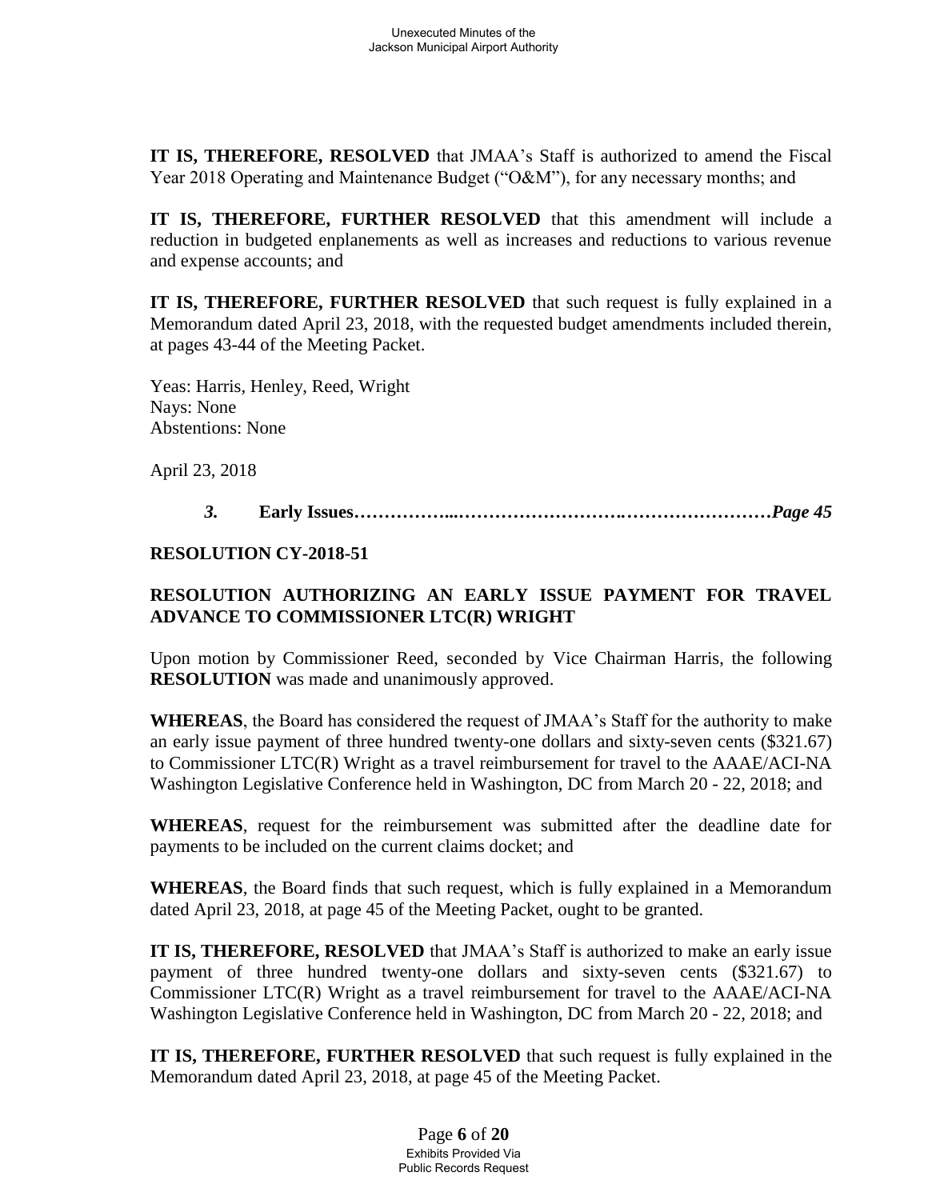**IT IS, THEREFORE, RESOLVED** that JMAA's Staff is authorized to amend the Fiscal Year 2018 Operating and Maintenance Budget ("O&M"), for any necessary months; and

**IT IS, THEREFORE, FURTHER RESOLVED** that this amendment will include a reduction in budgeted enplanements as well as increases and reductions to various revenue and expense accounts; and

**IT IS, THEREFORE, FURTHER RESOLVED** that such request is fully explained in a Memorandum dated April 23, 2018, with the requested budget amendments included therein, at pages 43-44 of the Meeting Packet.

Yeas: Harris, Henley, Reed, Wright
Nays: None
Abstentions: None

April 23, 2018

***3.*** **Early Issues……………...……………………….……………………*Page 45***

**RESOLUTION CY-2018-51**

**RESOLUTION AUTHORIZING AN EARLY ISSUE PAYMENT FOR TRAVEL ADVANCE TO COMMISSIONER LTC(R) WRIGHT**

Upon motion by Commissioner Reed, seconded by Vice Chairman Harris, the following **RESOLUTION** was made and unanimously approved.

**WHEREAS**, the Board has considered the request of JMAA's Staff for the authority to make an early issue payment of three hundred twenty-one dollars and sixty-seven cents ($321.67) to Commissioner LTC(R) Wright as a travel reimbursement for travel to the AAAE/ACI-NA Washington Legislative Conference held in Washington, DC from March 20 - 22, 2018; and

**WHEREAS**, request for the reimbursement was submitted after the deadline date for payments to be included on the current claims docket; and

**WHEREAS**, the Board finds that such request, which is fully explained in a Memorandum dated April 23, 2018, at page 45 of the Meeting Packet, ought to be granted.

**IT IS, THEREFORE, RESOLVED** that JMAA's Staff is authorized to make an early issue payment of three hundred twenty-one dollars and sixty-seven cents ($321.67) to Commissioner LTC(R) Wright as a travel reimbursement for travel to the AAAE/ACI-NA Washington Legislative Conference held in Washington, DC from March 20 - 22, 2018; and

**IT IS, THEREFORE, FURTHER RESOLVED** that such request is fully explained in the Memorandum dated April 23, 2018, at page 45 of the Meeting Packet.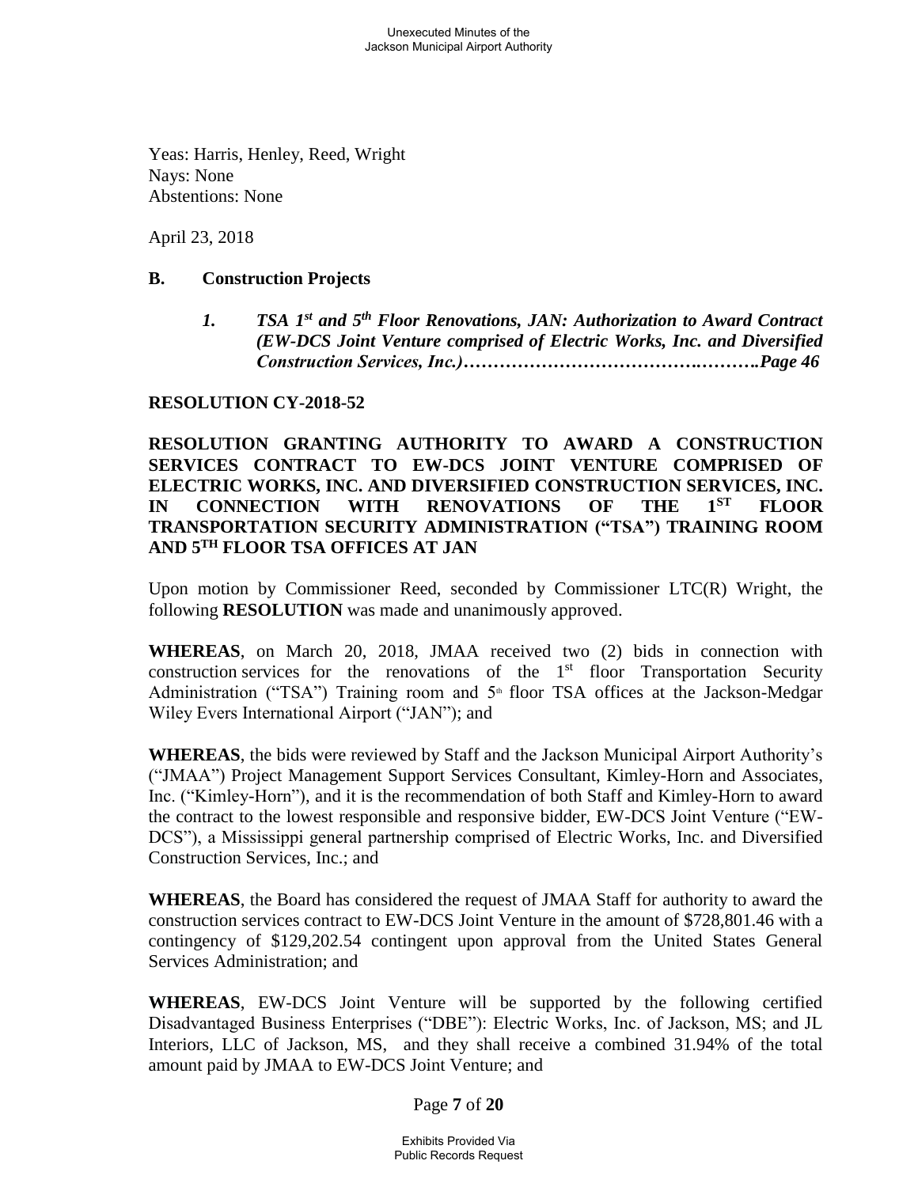Yeas: Harris, Henley, Reed, Wright
Nays: None
Abstentions: None

April 23, 2018

## B. Construction Projects

*1. **TSA 1st and 5th Floor Renovations, JAN: Authorization to Award Contract (EW-DCS Joint Venture comprised of Electric Works, Inc. and Diversified Construction Services, Inc.)…………………………………….……….Page 46***

**RESOLUTION CY-2018-52**

**RESOLUTION GRANTING AUTHORITY TO AWARD A CONSTRUCTION SERVICES CONTRACT TO EW-DCS JOINT VENTURE COMPRISED OF ELECTRIC WORKS, INC. AND DIVERSIFIED CONSTRUCTION SERVICES, INC. IN CONNECTION WITH RENOVATIONS OF THE 1ST FLOOR TRANSPORTATION SECURITY ADMINISTRATION ("TSA") TRAINING ROOM AND 5TH FLOOR TSA OFFICES AT JAN**

Upon motion by Commissioner Reed, seconded by Commissioner LTC(R) Wright, the following **RESOLUTION** was made and unanimously approved.

**WHEREAS**, on March 20, 2018, JMAA received two (2) bids in connection with construction services for the renovations of the 1st floor Transportation Security Administration ("TSA") Training room and 5th floor TSA offices at the Jackson-Medgar Wiley Evers International Airport ("JAN"); and

**WHEREAS**, the bids were reviewed by Staff and the Jackson Municipal Airport Authority's ("JMAA") Project Management Support Services Consultant, Kimley-Horn and Associates, Inc. ("Kimley-Horn"), and it is the recommendation of both Staff and Kimley-Horn to award the contract to the lowest responsible and responsive bidder, EW-DCS Joint Venture ("EW-DCS"), a Mississippi general partnership comprised of Electric Works, Inc. and Diversified Construction Services, Inc.; and

**WHEREAS**, the Board has considered the request of JMAA Staff for authority to award the construction services contract to EW-DCS Joint Venture in the amount of $728,801.46 with a contingency of $129,202.54 contingent upon approval from the United States General Services Administration; and

**WHEREAS**, EW-DCS Joint Venture will be supported by the following certified Disadvantaged Business Enterprises ("DBE"): Electric Works, Inc. of Jackson, MS; and JL Interiors, LLC of Jackson, MS, and they shall receive a combined 31.94% of the total amount paid by JMAA to EW-DCS Joint Venture; and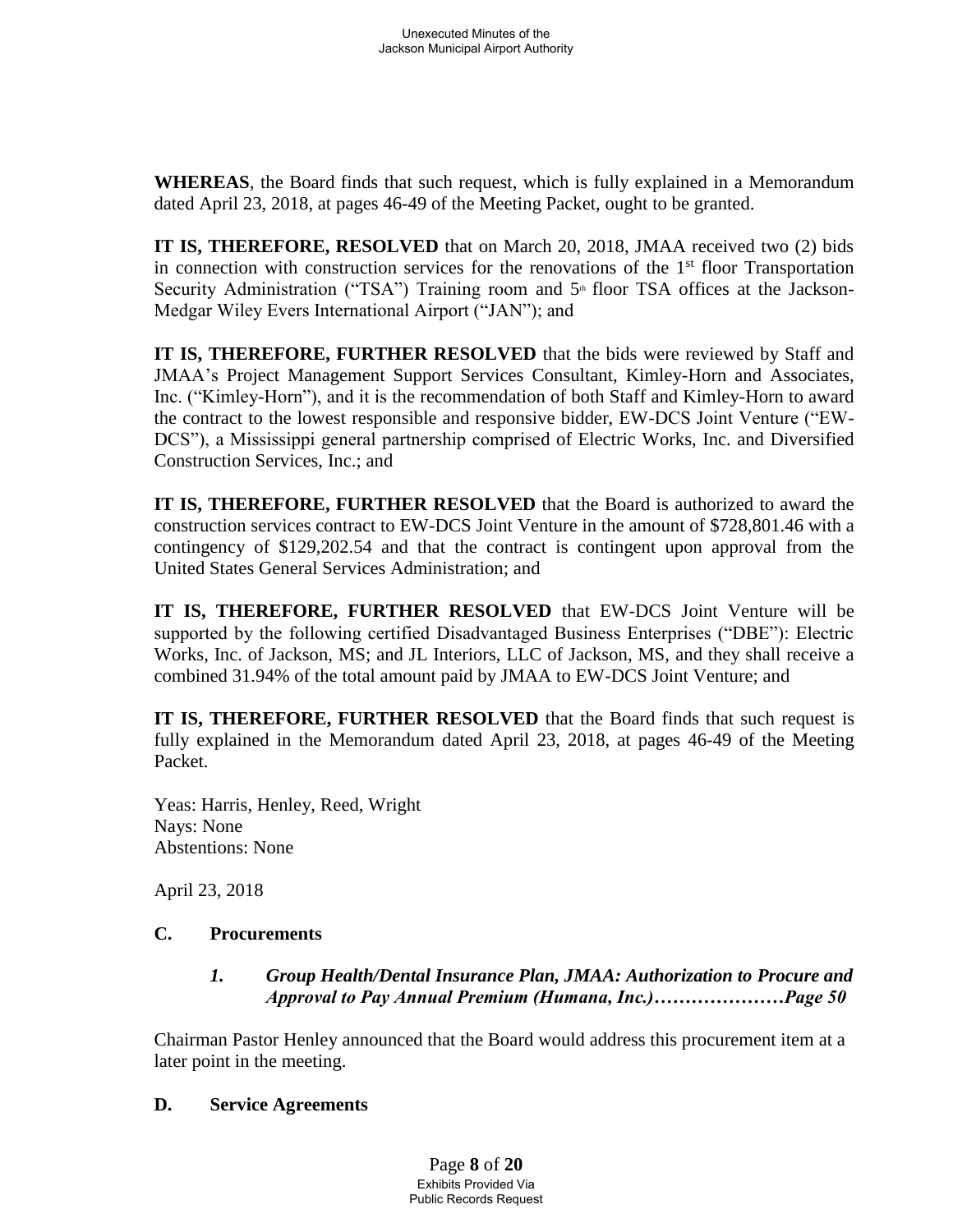**WHEREAS**, the Board finds that such request, which is fully explained in a Memorandum dated April 23, 2018, at pages 46-49 of the Meeting Packet, ought to be granted.

**IT IS, THEREFORE, RESOLVED** that on March 20, 2018, JMAA received two (2) bids in connection with construction services for the renovations of the 1st floor Transportation Security Administration ("TSA") Training room and 5th floor TSA offices at the Jackson-Medgar Wiley Evers International Airport ("JAN"); and

**IT IS, THEREFORE, FURTHER RESOLVED** that the bids were reviewed by Staff and JMAA's Project Management Support Services Consultant, Kimley-Horn and Associates, Inc. ("Kimley-Horn"), and it is the recommendation of both Staff and Kimley-Horn to award the contract to the lowest responsible and responsive bidder, EW-DCS Joint Venture ("EW-DCS"), a Mississippi general partnership comprised of Electric Works, Inc. and Diversified Construction Services, Inc.; and

**IT IS, THEREFORE, FURTHER RESOLVED** that the Board is authorized to award the construction services contract to EW-DCS Joint Venture in the amount of $728,801.46 with a contingency of $129,202.54 and that the contract is contingent upon approval from the United States General Services Administration; and

**IT IS, THEREFORE, FURTHER RESOLVED** that EW-DCS Joint Venture will be supported by the following certified Disadvantaged Business Enterprises ("DBE"): Electric Works, Inc. of Jackson, MS; and JL Interiors, LLC of Jackson, MS, and they shall receive a combined 31.94% of the total amount paid by JMAA to EW-DCS Joint Venture; and

**IT IS, THEREFORE, FURTHER RESOLVED** that the Board finds that such request is fully explained in the Memorandum dated April 23, 2018, at pages 46-49 of the Meeting Packet.

Yeas: Harris, Henley, Reed, Wright
Nays: None
Abstentions: None

April 23, 2018

## C. Procurements

### *1. Group Health/Dental Insurance Plan, JMAA: Authorization to Procure and Approval to Pay Annual Premium (Humana, Inc.)…………………Page 50*

Chairman Pastor Henley announced that the Board would address this procurement item at a later point in the meeting.

## D. Service Agreements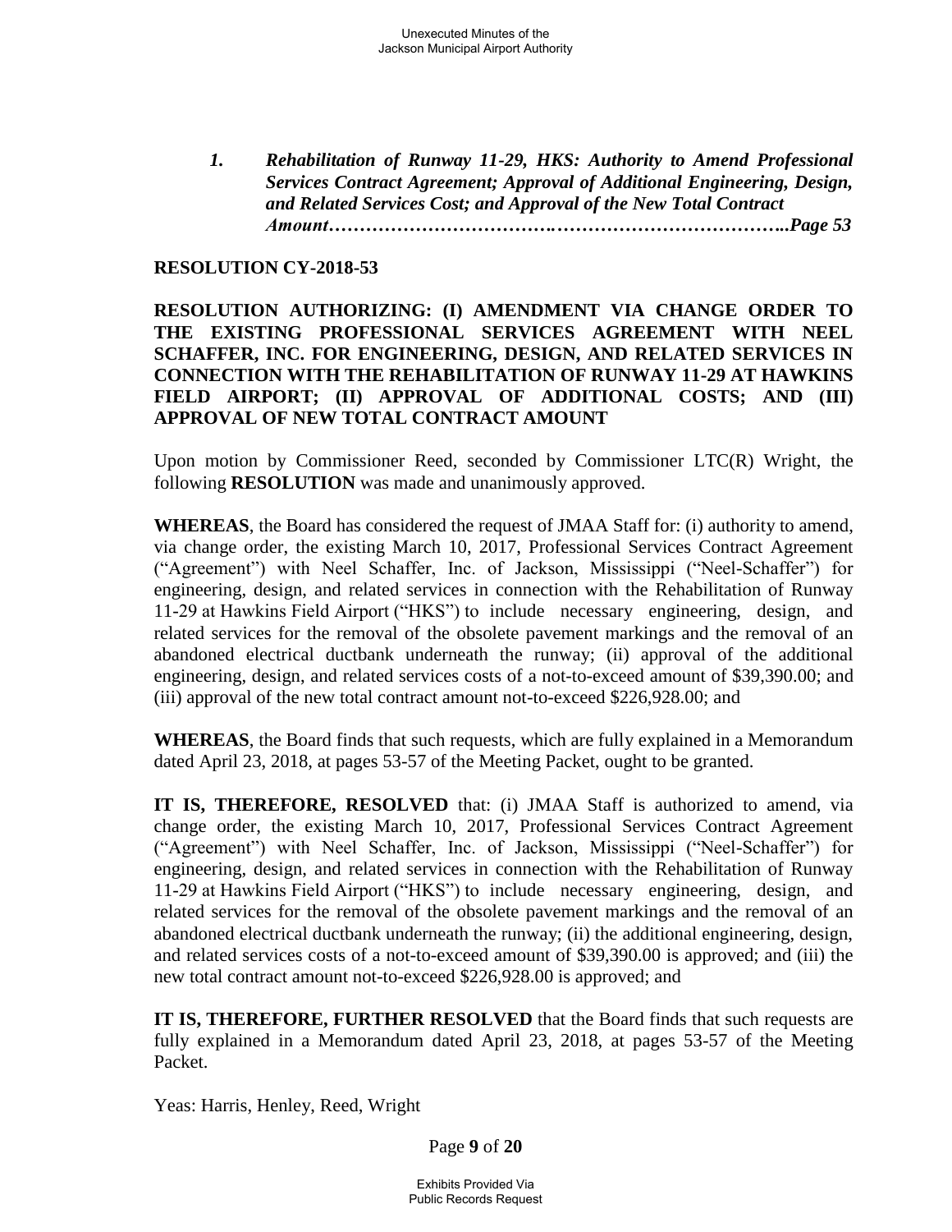*1. Rehabilitation of Runway 11-29, HKS: Authority to Amend Professional Services Contract Agreement; Approval of Additional Engineering, Design, and Related Services Cost; and Approval of the New Total Contract Amount……………………………….………………………………..Page 53*

**RESOLUTION CY-2018-53**

**RESOLUTION AUTHORIZING: (I) AMENDMENT VIA CHANGE ORDER TO THE EXISTING PROFESSIONAL SERVICES AGREEMENT WITH NEEL SCHAFFER, INC. FOR ENGINEERING, DESIGN, AND RELATED SERVICES IN CONNECTION WITH THE REHABILITATION OF RUNWAY 11-29 AT HAWKINS FIELD AIRPORT; (II) APPROVAL OF ADDITIONAL COSTS; AND (III) APPROVAL OF NEW TOTAL CONTRACT AMOUNT**

Upon motion by Commissioner Reed, seconded by Commissioner LTC(R) Wright, the following **RESOLUTION** was made and unanimously approved.

**WHEREAS**, the Board has considered the request of JMAA Staff for: (i) authority to amend, via change order, the existing March 10, 2017, Professional Services Contract Agreement ("Agreement") with Neel Schaffer, Inc. of Jackson, Mississippi ("Neel-Schaffer") for engineering, design, and related services in connection with the Rehabilitation of Runway 11-29 at Hawkins Field Airport ("HKS") to include necessary engineering, design, and related services for the removal of the obsolete pavement markings and the removal of an abandoned electrical ductbank underneath the runway; (ii) approval of the additional engineering, design, and related services costs of a not-to-exceed amount of $39,390.00; and (iii) approval of the new total contract amount not-to-exceed $226,928.00; and

**WHEREAS**, the Board finds that such requests, which are fully explained in a Memorandum dated April 23, 2018, at pages 53-57 of the Meeting Packet, ought to be granted.

**IT IS, THEREFORE, RESOLVED** that: (i) JMAA Staff is authorized to amend, via change order, the existing March 10, 2017, Professional Services Contract Agreement ("Agreement") with Neel Schaffer, Inc. of Jackson, Mississippi ("Neel-Schaffer") for engineering, design, and related services in connection with the Rehabilitation of Runway 11-29 at Hawkins Field Airport ("HKS") to include necessary engineering, design, and related services for the removal of the obsolete pavement markings and the removal of an abandoned electrical ductbank underneath the runway; (ii) the additional engineering, design, and related services costs of a not-to-exceed amount of $39,390.00 is approved; and (iii) the new total contract amount not-to-exceed $226,928.00 is approved; and

**IT IS, THEREFORE, FURTHER RESOLVED** that the Board finds that such requests are fully explained in a Memorandum dated April 23, 2018, at pages 53-57 of the Meeting Packet.

Yeas: Harris, Henley, Reed, Wright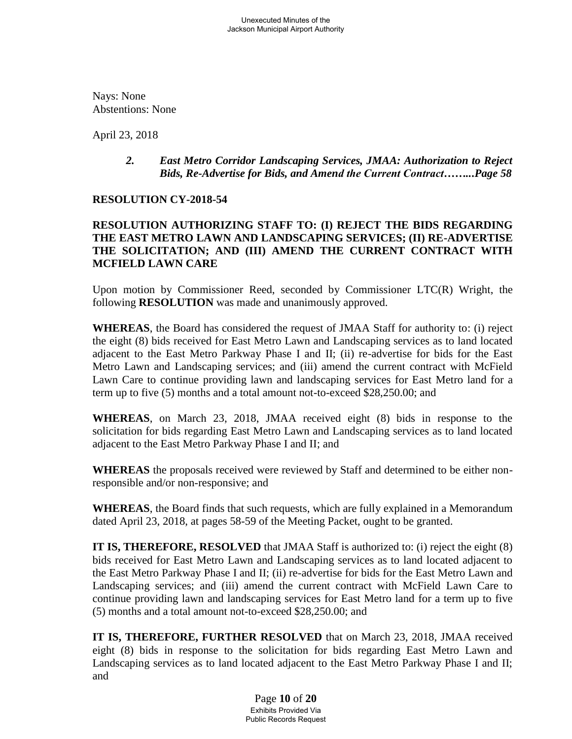Nays: None
Abstentions: None

April 23, 2018

> ***2. East Metro Corridor Landscaping Services, JMAA: Authorization to Reject Bids, Re-Advertise for Bids, and Amend the Current Contract……...Page 58***

**RESOLUTION CY-2018-54**

**RESOLUTION AUTHORIZING STAFF TO: (I) REJECT THE BIDS REGARDING THE EAST METRO LAWN AND LANDSCAPING SERVICES; (II) RE-ADVERTISE THE SOLICITATION; AND (III) AMEND THE CURRENT CONTRACT WITH MCFIELD LAWN CARE**

Upon motion by Commissioner Reed, seconded by Commissioner LTC(R) Wright, the following **RESOLUTION** was made and unanimously approved.

**WHEREAS**, the Board has considered the request of JMAA Staff for authority to: (i) reject the eight (8) bids received for East Metro Lawn and Landscaping services as to land located adjacent to the East Metro Parkway Phase I and II; (ii) re-advertise for bids for the East Metro Lawn and Landscaping services; and (iii) amend the current contract with McField Lawn Care to continue providing lawn and landscaping services for East Metro land for a term up to five (5) months and a total amount not-to-exceed $28,250.00; and

**WHEREAS**, on March 23, 2018, JMAA received eight (8) bids in response to the solicitation for bids regarding East Metro Lawn and Landscaping services as to land located adjacent to the East Metro Parkway Phase I and II; and

**WHEREAS** the proposals received were reviewed by Staff and determined to be either non-responsible and/or non-responsive; and

**WHEREAS**, the Board finds that such requests, which are fully explained in a Memorandum dated April 23, 2018, at pages 58-59 of the Meeting Packet, ought to be granted.

**IT IS, THEREFORE, RESOLVED** that JMAA Staff is authorized to: (i) reject the eight (8) bids received for East Metro Lawn and Landscaping services as to land located adjacent to the East Metro Parkway Phase I and II; (ii) re-advertise for bids for the East Metro Lawn and Landscaping services; and (iii) amend the current contract with McField Lawn Care to continue providing lawn and landscaping services for East Metro land for a term up to five (5) months and a total amount not-to-exceed $28,250.00; and

**IT IS, THEREFORE, FURTHER RESOLVED** that on March 23, 2018, JMAA received eight (8) bids in response to the solicitation for bids regarding East Metro Lawn and Landscaping services as to land located adjacent to the East Metro Parkway Phase I and II; and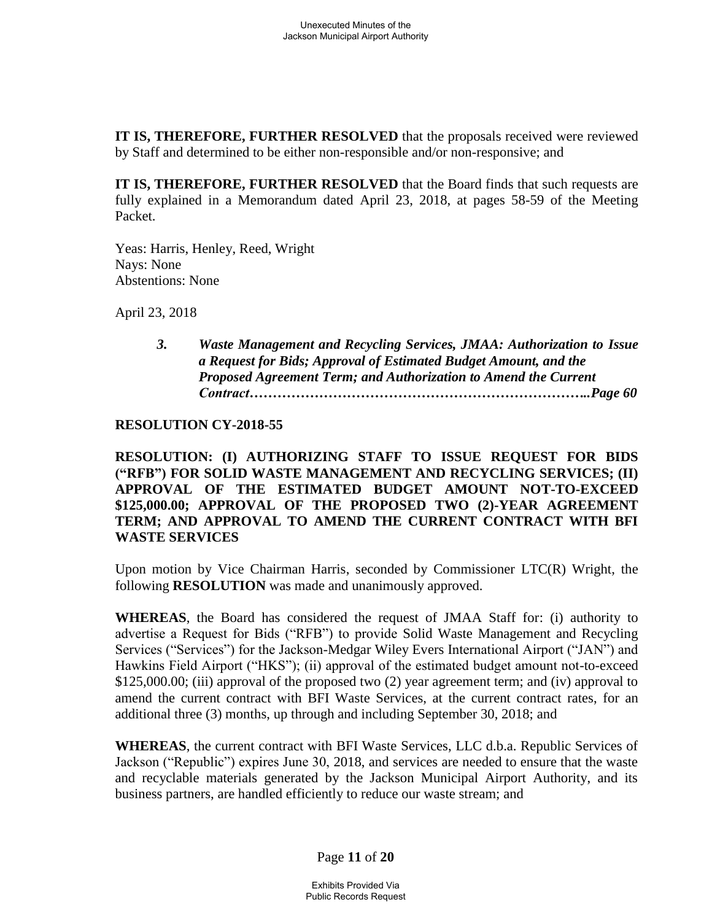**IT IS, THEREFORE, FURTHER RESOLVED** that the proposals received were reviewed by Staff and determined to be either non-responsible and/or non-responsive; and

**IT IS, THEREFORE, FURTHER RESOLVED** that the Board finds that such requests are fully explained in a Memorandum dated April 23, 2018, at pages 58-59 of the Meeting Packet.

Yeas: Harris, Henley, Reed, Wright
Nays: None
Abstentions: None

April 23, 2018

> ***3. Waste Management and Recycling Services, JMAA: Authorization to Issue a Request for Bids; Approval of Estimated Budget Amount, and the Proposed Agreement Term; and Authorization to Amend the Current Contract……………………………………………………………..Page 60***

**RESOLUTION CY-2018-55**

**RESOLUTION: (I) AUTHORIZING STAFF TO ISSUE REQUEST FOR BIDS ("RFB") FOR SOLID WASTE MANAGEMENT AND RECYCLING SERVICES; (II) APPROVAL OF THE ESTIMATED BUDGET AMOUNT NOT-TO-EXCEED \$125,000.00; APPROVAL OF THE PROPOSED TWO (2)-YEAR AGREEMENT TERM; AND APPROVAL TO AMEND THE CURRENT CONTRACT WITH BFI WASTE SERVICES**

Upon motion by Vice Chairman Harris, seconded by Commissioner LTC(R) Wright, the following **RESOLUTION** was made and unanimously approved.

**WHEREAS**, the Board has considered the request of JMAA Staff for: (i) authority to advertise a Request for Bids ("RFB") to provide Solid Waste Management and Recycling Services ("Services") for the Jackson-Medgar Wiley Evers International Airport ("JAN") and Hawkins Field Airport ("HKS"); (ii) approval of the estimated budget amount not-to-exceed \$125,000.00; (iii) approval of the proposed two (2) year agreement term; and (iv) approval to amend the current contract with BFI Waste Services, at the current contract rates, for an additional three (3) months, up through and including September 30, 2018; and

**WHEREAS**, the current contract with BFI Waste Services, LLC d.b.a. Republic Services of Jackson ("Republic") expires June 30, 2018, and services are needed to ensure that the waste and recyclable materials generated by the Jackson Municipal Airport Authority, and its business partners, are handled efficiently to reduce our waste stream; and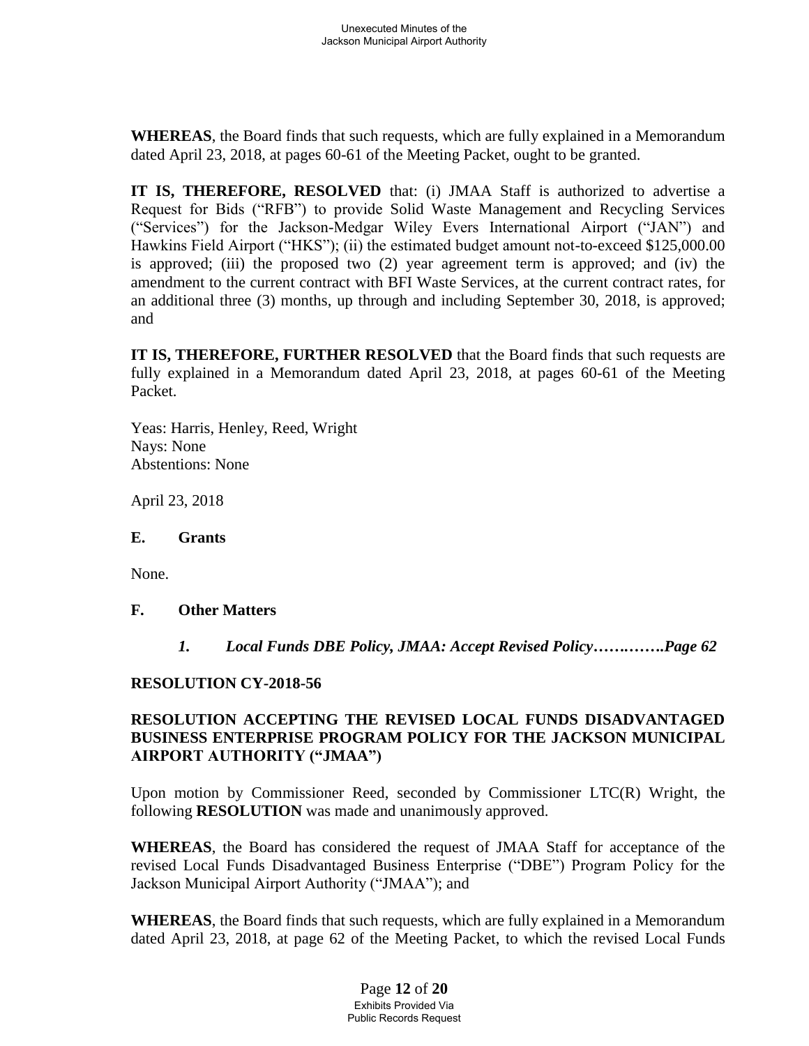**WHEREAS**, the Board finds that such requests, which are fully explained in a Memorandum dated April 23, 2018, at pages 60-61 of the Meeting Packet, ought to be granted.

**IT IS, THEREFORE, RESOLVED** that: (i) JMAA Staff is authorized to advertise a Request for Bids ("RFB") to provide Solid Waste Management and Recycling Services ("Services") for the Jackson-Medgar Wiley Evers International Airport ("JAN") and Hawkins Field Airport ("HKS"); (ii) the estimated budget amount not-to-exceed $125,000.00 is approved; (iii) the proposed two (2) year agreement term is approved; and (iv) the amendment to the current contract with BFI Waste Services, at the current contract rates, for an additional three (3) months, up through and including September 30, 2018, is approved; and

**IT IS, THEREFORE, FURTHER RESOLVED** that the Board finds that such requests are fully explained in a Memorandum dated April 23, 2018, at pages 60-61 of the Meeting Packet.

Yeas: Harris, Henley, Reed, Wright
Nays: None
Abstentions: None

April 23, 2018

### E. Grants

None.

### F. Other Matters

*1. Local Funds DBE Policy, JMAA: Accept Revised Policy…….…….Page 62*

**RESOLUTION CY-2018-56**

**RESOLUTION ACCEPTING THE REVISED LOCAL FUNDS DISADVANTAGED BUSINESS ENTERPRISE PROGRAM POLICY FOR THE JACKSON MUNICIPAL AIRPORT AUTHORITY ("JMAA")**

Upon motion by Commissioner Reed, seconded by Commissioner LTC(R) Wright, the following **RESOLUTION** was made and unanimously approved.

**WHEREAS**, the Board has considered the request of JMAA Staff for acceptance of the revised Local Funds Disadvantaged Business Enterprise ("DBE") Program Policy for the Jackson Municipal Airport Authority ("JMAA"); and

**WHEREAS**, the Board finds that such requests, which are fully explained in a Memorandum dated April 23, 2018, at page 62 of the Meeting Packet, to which the revised Local Funds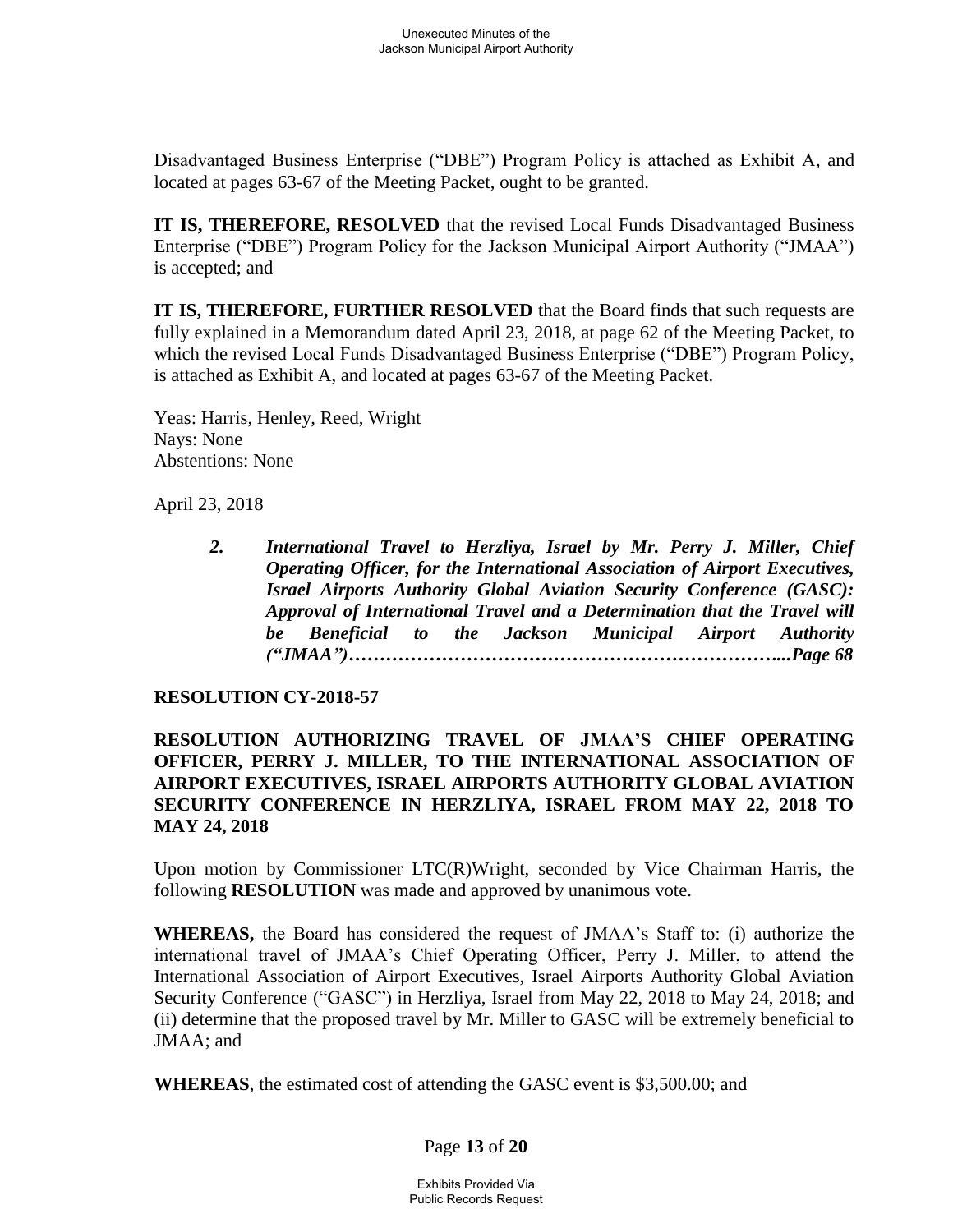Disadvantaged Business Enterprise ("DBE") Program Policy is attached as Exhibit A, and located at pages 63-67 of the Meeting Packet, ought to be granted.

**IT IS, THEREFORE, RESOLVED** that the revised Local Funds Disadvantaged Business Enterprise ("DBE") Program Policy for the Jackson Municipal Airport Authority ("JMAA") is accepted; and

**IT IS, THEREFORE, FURTHER RESOLVED** that the Board finds that such requests are fully explained in a Memorandum dated April 23, 2018, at page 62 of the Meeting Packet, to which the revised Local Funds Disadvantaged Business Enterprise ("DBE") Program Policy, is attached as Exhibit A, and located at pages 63-67 of the Meeting Packet.

Yeas: Harris, Henley, Reed, Wright
Nays: None
Abstentions: None

April 23, 2018

> ***2. International Travel to Herzliya, Israel by Mr. Perry J. Miller, Chief Operating Officer, for the International Association of Airport Executives, Israel Airports Authority Global Aviation Security Conference (GASC): Approval of International Travel and a Determination that the Travel will be Beneficial to the Jackson Municipal Airport Authority ("JMAA")…………………………………………………………...Page 68***

**RESOLUTION CY-2018-57**

**RESOLUTION AUTHORIZING TRAVEL OF JMAA'S CHIEF OPERATING OFFICER, PERRY J. MILLER, TO THE INTERNATIONAL ASSOCIATION OF AIRPORT EXECUTIVES, ISRAEL AIRPORTS AUTHORITY GLOBAL AVIATION SECURITY CONFERENCE IN HERZLIYA, ISRAEL FROM MAY 22, 2018 TO MAY 24, 2018**

Upon motion by Commissioner LTC(R)Wright, seconded by Vice Chairman Harris, the following **RESOLUTION** was made and approved by unanimous vote.

**WHEREAS,** the Board has considered the request of JMAA's Staff to: (i) authorize the international travel of JMAA's Chief Operating Officer, Perry J. Miller, to attend the International Association of Airport Executives, Israel Airports Authority Global Aviation Security Conference ("GASC") in Herzliya, Israel from May 22, 2018 to May 24, 2018; and (ii) determine that the proposed travel by Mr. Miller to GASC will be extremely beneficial to JMAA; and

**WHEREAS**, the estimated cost of attending the GASC event is $3,500.00; and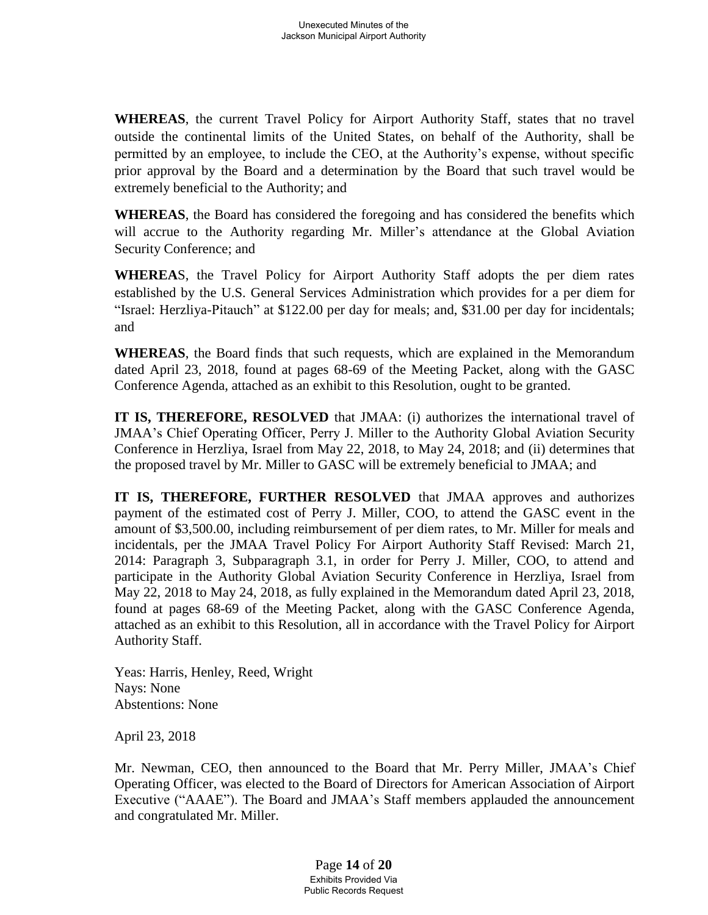**WHEREAS**, the current Travel Policy for Airport Authority Staff, states that no travel outside the continental limits of the United States, on behalf of the Authority, shall be permitted by an employee, to include the CEO, at the Authority's expense, without specific prior approval by the Board and a determination by the Board that such travel would be extremely beneficial to the Authority; and

**WHEREAS**, the Board has considered the foregoing and has considered the benefits which will accrue to the Authority regarding Mr. Miller's attendance at the Global Aviation Security Conference; and

**WHEREAS**, the Travel Policy for Airport Authority Staff adopts the per diem rates established by the U.S. General Services Administration which provides for a per diem for "Israel: Herzliya-Pitauch" at $122.00 per day for meals; and, $31.00 per day for incidentals; and

**WHEREAS**, the Board finds that such requests, which are explained in the Memorandum dated April 23, 2018, found at pages 68-69 of the Meeting Packet, along with the GASC Conference Agenda, attached as an exhibit to this Resolution, ought to be granted.

**IT IS, THEREFORE, RESOLVED** that JMAA: (i) authorizes the international travel of JMAA's Chief Operating Officer, Perry J. Miller to the Authority Global Aviation Security Conference in Herzliya, Israel from May 22, 2018, to May 24, 2018; and (ii) determines that the proposed travel by Mr. Miller to GASC will be extremely beneficial to JMAA; and

**IT IS, THEREFORE, FURTHER RESOLVED** that JMAA approves and authorizes payment of the estimated cost of Perry J. Miller, COO, to attend the GASC event in the amount of $3,500.00, including reimbursement of per diem rates, to Mr. Miller for meals and incidentals, per the JMAA Travel Policy For Airport Authority Staff Revised: March 21, 2014: Paragraph 3, Subparagraph 3.1, in order for Perry J. Miller, COO, to attend and participate in the Authority Global Aviation Security Conference in Herzliya, Israel from May 22, 2018 to May 24, 2018, as fully explained in the Memorandum dated April 23, 2018, found at pages 68-69 of the Meeting Packet, along with the GASC Conference Agenda, attached as an exhibit to this Resolution, all in accordance with the Travel Policy for Airport Authority Staff.

Yeas: Harris, Henley, Reed, Wright
Nays: None
Abstentions: None

April 23, 2018

Mr. Newman, CEO, then announced to the Board that Mr. Perry Miller, JMAA's Chief Operating Officer, was elected to the Board of Directors for American Association of Airport Executive ("AAAE"). The Board and JMAA's Staff members applauded the announcement and congratulated Mr. Miller.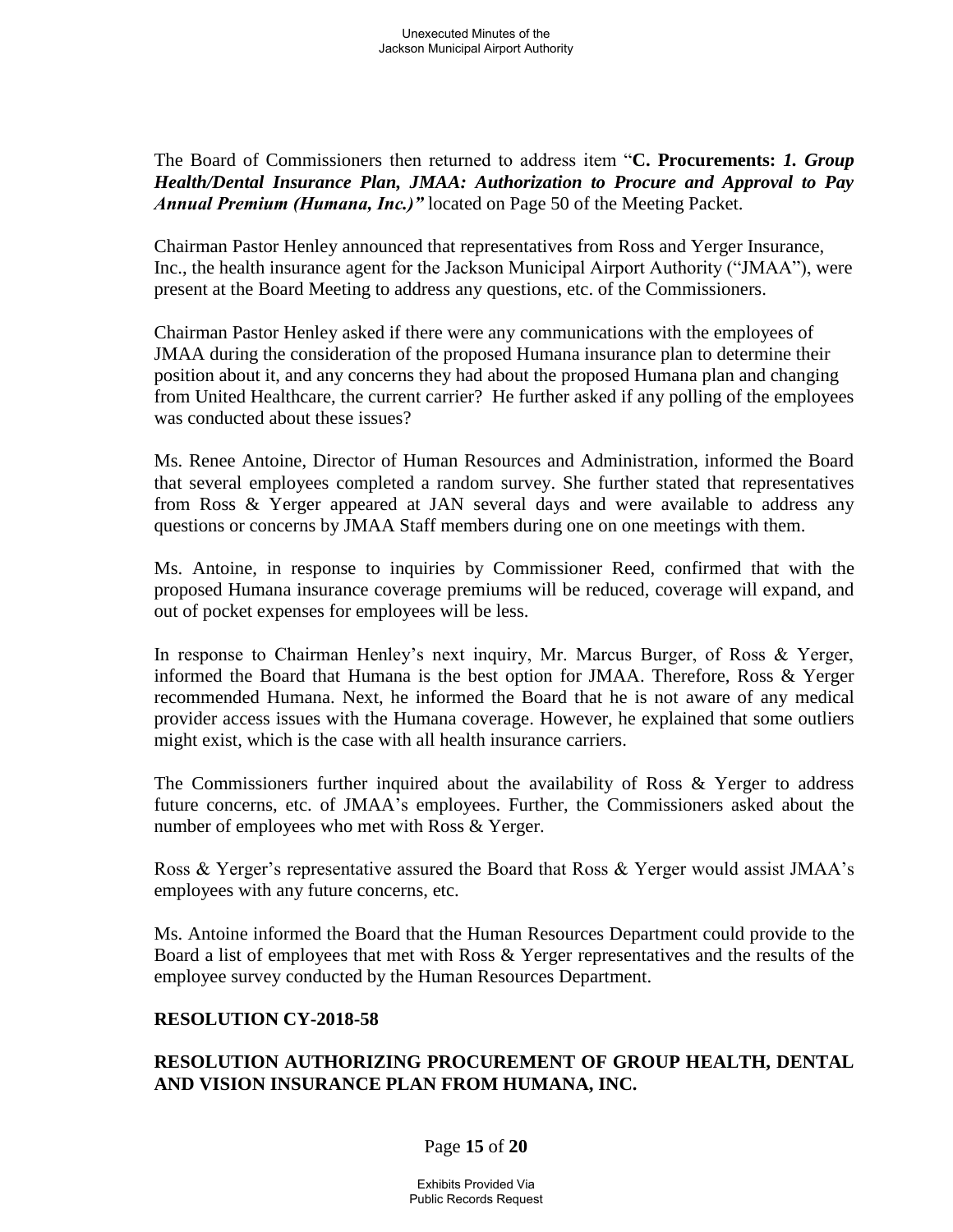The Board of Commissioners then returned to address item "**C. Procurements:** ***1. Group Health/Dental Insurance Plan, JMAA: Authorization to Procure and Approval to Pay Annual Premium (Humana, Inc.)"*** located on Page 50 of the Meeting Packet.

Chairman Pastor Henley announced that representatives from Ross and Yerger Insurance, Inc., the health insurance agent for the Jackson Municipal Airport Authority ("JMAA"), were present at the Board Meeting to address any questions, etc. of the Commissioners.

Chairman Pastor Henley asked if there were any communications with the employees of JMAA during the consideration of the proposed Humana insurance plan to determine their position about it, and any concerns they had about the proposed Humana plan and changing from United Healthcare, the current carrier? He further asked if any polling of the employees was conducted about these issues?

Ms. Renee Antoine, Director of Human Resources and Administration, informed the Board that several employees completed a random survey. She further stated that representatives from Ross & Yerger appeared at JAN several days and were available to address any questions or concerns by JMAA Staff members during one on one meetings with them.

Ms. Antoine, in response to inquiries by Commissioner Reed, confirmed that with the proposed Humana insurance coverage premiums will be reduced, coverage will expand, and out of pocket expenses for employees will be less.

In response to Chairman Henley's next inquiry, Mr. Marcus Burger, of Ross & Yerger, informed the Board that Humana is the best option for JMAA. Therefore, Ross & Yerger recommended Humana. Next, he informed the Board that he is not aware of any medical provider access issues with the Humana coverage. However, he explained that some outliers might exist, which is the case with all health insurance carriers.

The Commissioners further inquired about the availability of Ross & Yerger to address future concerns, etc. of JMAA's employees. Further, the Commissioners asked about the number of employees who met with Ross & Yerger.

Ross & Yerger's representative assured the Board that Ross & Yerger would assist JMAA's employees with any future concerns, etc.

Ms. Antoine informed the Board that the Human Resources Department could provide to the Board a list of employees that met with Ross & Yerger representatives and the results of the employee survey conducted by the Human Resources Department.

**RESOLUTION CY-2018-58**

**RESOLUTION AUTHORIZING PROCUREMENT OF GROUP HEALTH, DENTAL AND VISION INSURANCE PLAN FROM HUMANA, INC.**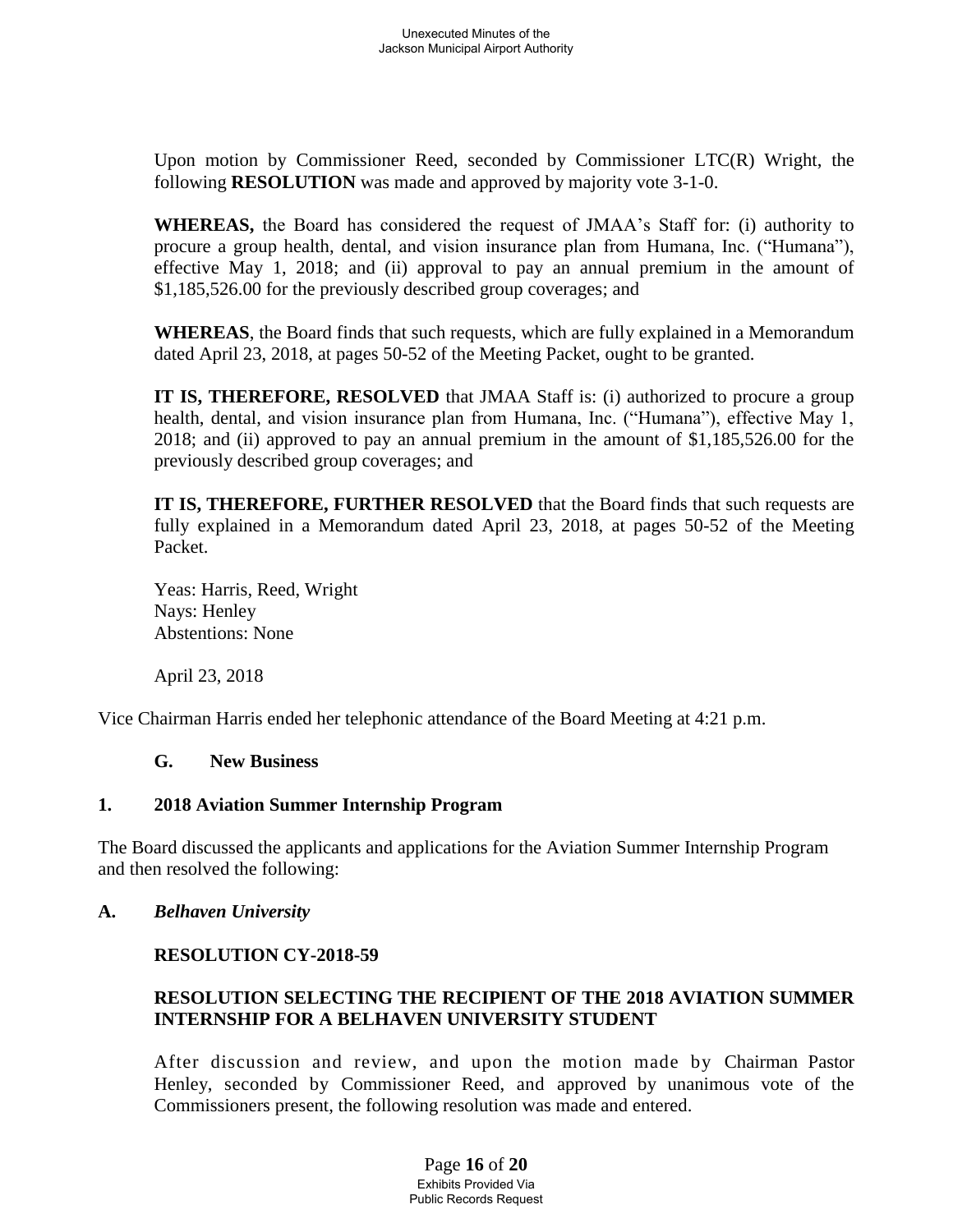Upon motion by Commissioner Reed, seconded by Commissioner LTC(R) Wright, the following **RESOLUTION** was made and approved by majority vote 3-1-0.

**WHEREAS,** the Board has considered the request of JMAA's Staff for: (i) authority to procure a group health, dental, and vision insurance plan from Humana, Inc. ("Humana"), effective May 1, 2018; and (ii) approval to pay an annual premium in the amount of $1,185,526.00 for the previously described group coverages; and

**WHEREAS**, the Board finds that such requests, which are fully explained in a Memorandum dated April 23, 2018, at pages 50-52 of the Meeting Packet, ought to be granted.

**IT IS, THEREFORE, RESOLVED** that JMAA Staff is: (i) authorized to procure a group health, dental, and vision insurance plan from Humana, Inc. ("Humana"), effective May 1, 2018; and (ii) approved to pay an annual premium in the amount of $1,185,526.00 for the previously described group coverages; and

**IT IS, THEREFORE, FURTHER RESOLVED** that the Board finds that such requests are fully explained in a Memorandum dated April 23, 2018, at pages 50-52 of the Meeting Packet.

Yeas: Harris, Reed, Wright
Nays: Henley
Abstentions: None

April 23, 2018

Vice Chairman Harris ended her telephonic attendance of the Board Meeting at 4:21 p.m.

### G. New Business

### 1. 2018 Aviation Summer Internship Program

The Board discussed the applicants and applications for the Aviation Summer Internship Program and then resolved the following:

**A. *Belhaven University***

**RESOLUTION CY-2018-59**

**RESOLUTION SELECTING THE RECIPIENT OF THE 2018 AVIATION SUMMER INTERNSHIP FOR A BELHAVEN UNIVERSITY STUDENT**

After discussion and review, and upon the motion made by Chairman Pastor Henley, seconded by Commissioner Reed, and approved by unanimous vote of the Commissioners present, the following resolution was made and entered.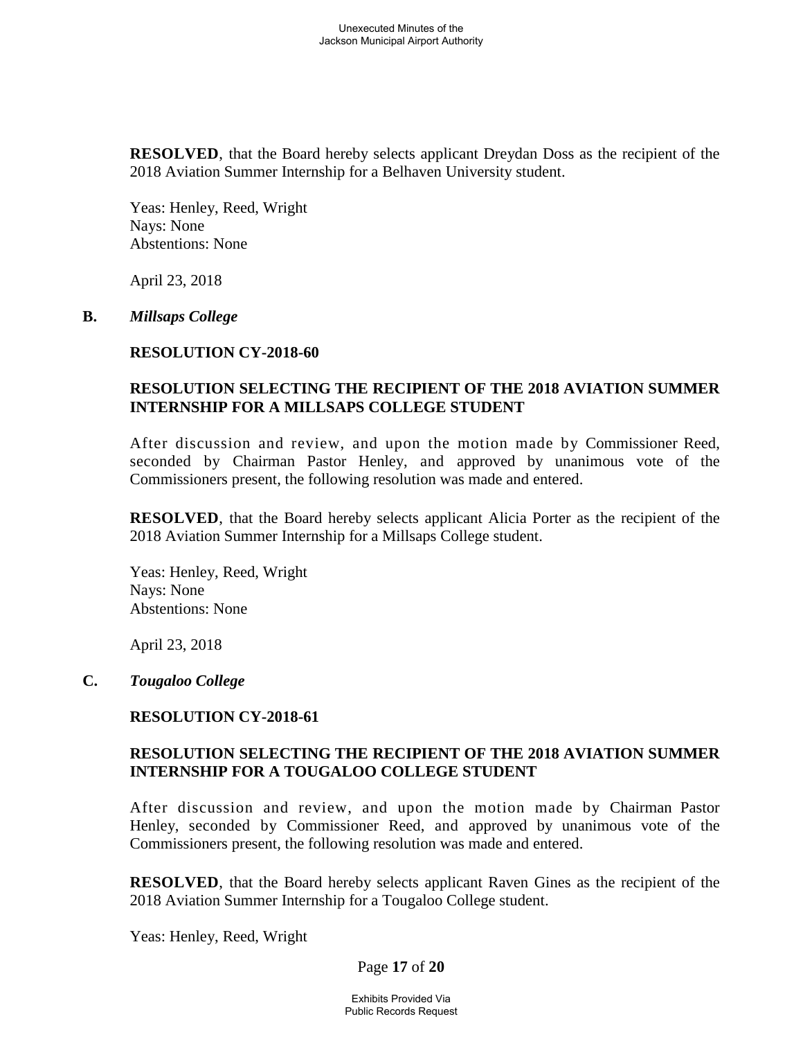**RESOLVED**, that the Board hereby selects applicant Dreydan Doss as the recipient of the 2018 Aviation Summer Internship for a Belhaven University student.

Yeas: Henley, Reed, Wright
Nays: None
Abstentions: None

April 23, 2018

**B.** ***Millsaps College***

**RESOLUTION CY-2018-60**

**RESOLUTION SELECTING THE RECIPIENT OF THE 2018 AVIATION SUMMER INTERNSHIP FOR A MILLSAPS COLLEGE STUDENT**

After discussion and review, and upon the motion made by Commissioner Reed, seconded by Chairman Pastor Henley, and approved by unanimous vote of the Commissioners present, the following resolution was made and entered.

**RESOLVED**, that the Board hereby selects applicant Alicia Porter as the recipient of the 2018 Aviation Summer Internship for a Millsaps College student.

Yeas: Henley, Reed, Wright
Nays: None
Abstentions: None

April 23, 2018

**C.** ***Tougaloo College***

**RESOLUTION CY-2018-61**

**RESOLUTION SELECTING THE RECIPIENT OF THE 2018 AVIATION SUMMER INTERNSHIP FOR A TOUGALOO COLLEGE STUDENT**

After discussion and review, and upon the motion made by Chairman Pastor Henley, seconded by Commissioner Reed, and approved by unanimous vote of the Commissioners present, the following resolution was made and entered.

**RESOLVED**, that the Board hereby selects applicant Raven Gines as the recipient of the 2018 Aviation Summer Internship for a Tougaloo College student.

Yeas: Henley, Reed, Wright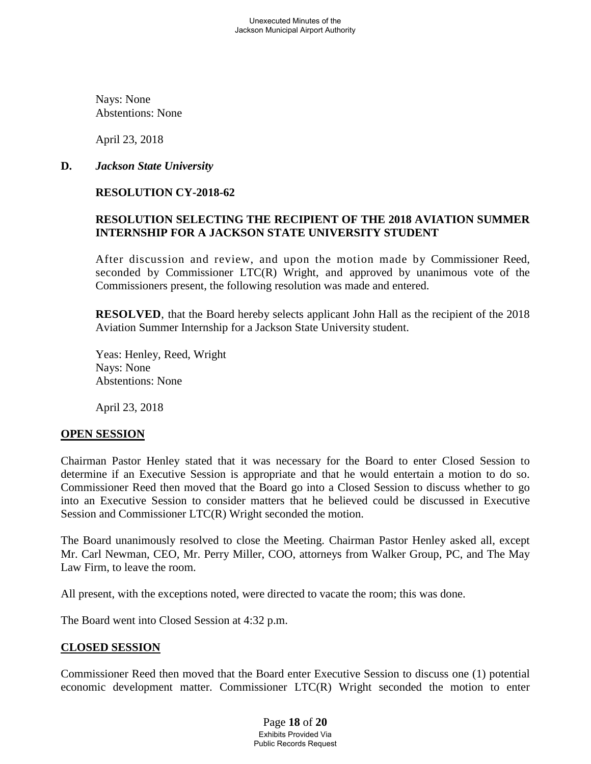Nays: None
Abstentions: None

April 23, 2018

**D.** ***Jackson State University***

**RESOLUTION CY-2018-62**

**RESOLUTION SELECTING THE RECIPIENT OF THE 2018 AVIATION SUMMER INTERNSHIP FOR A JACKSON STATE UNIVERSITY STUDENT**

After discussion and review, and upon the motion made by Commissioner Reed, seconded by Commissioner LTC(R) Wright, and approved by unanimous vote of the Commissioners present, the following resolution was made and entered.

**RESOLVED**, that the Board hereby selects applicant John Hall as the recipient of the 2018 Aviation Summer Internship for a Jackson State University student.

Yeas: Henley, Reed, Wright
Nays: None
Abstentions: None

April 23, 2018

## OPEN SESSION

Chairman Pastor Henley stated that it was necessary for the Board to enter Closed Session to determine if an Executive Session is appropriate and that he would entertain a motion to do so. Commissioner Reed then moved that the Board go into a Closed Session to discuss whether to go into an Executive Session to consider matters that he believed could be discussed in Executive Session and Commissioner LTC(R) Wright seconded the motion.

The Board unanimously resolved to close the Meeting. Chairman Pastor Henley asked all, except Mr. Carl Newman, CEO, Mr. Perry Miller, COO, attorneys from Walker Group, PC, and The May Law Firm, to leave the room.

All present, with the exceptions noted, were directed to vacate the room; this was done.

The Board went into Closed Session at 4:32 p.m.

## CLOSED SESSION

Commissioner Reed then moved that the Board enter Executive Session to discuss one (1) potential economic development matter. Commissioner LTC(R) Wright seconded the motion to enter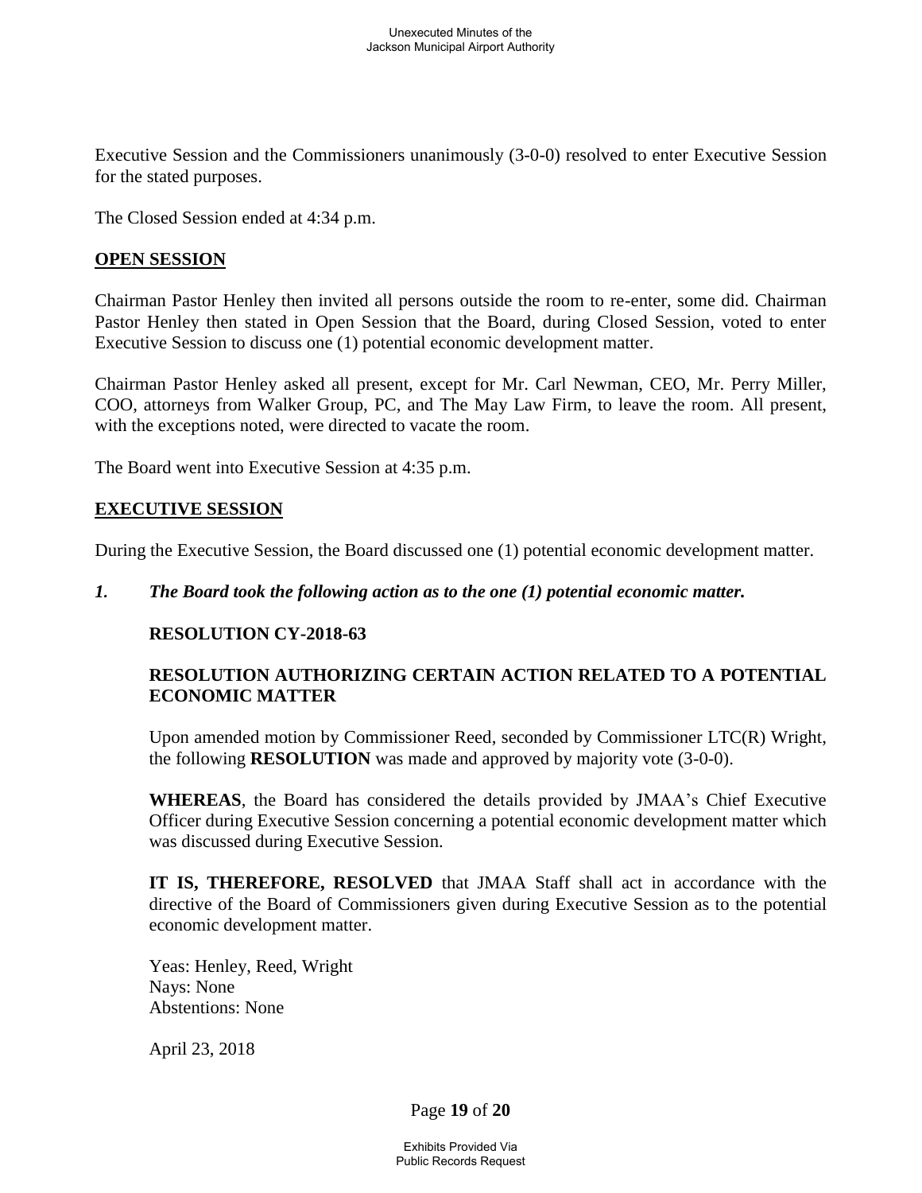Executive Session and the Commissioners unanimously (3-0-0) resolved to enter Executive Session for the stated purposes.

The Closed Session ended at 4:34 p.m.

## OPEN SESSION

Chairman Pastor Henley then invited all persons outside the room to re-enter, some did. Chairman Pastor Henley then stated in Open Session that the Board, during Closed Session, voted to enter Executive Session to discuss one (1) potential economic development matter.

Chairman Pastor Henley asked all present, except for Mr. Carl Newman, CEO, Mr. Perry Miller, COO, attorneys from Walker Group, PC, and The May Law Firm, to leave the room. All present, with the exceptions noted, were directed to vacate the room.

The Board went into Executive Session at 4:35 p.m.

## EXECUTIVE SESSION

During the Executive Session, the Board discussed one (1) potential economic development matter.

***1. The Board took the following action as to the one (1) potential economic matter.***

**RESOLUTION CY-2018-63**

**RESOLUTION AUTHORIZING CERTAIN ACTION RELATED TO A POTENTIAL ECONOMIC MATTER**

Upon amended motion by Commissioner Reed, seconded by Commissioner LTC(R) Wright, the following **RESOLUTION** was made and approved by majority vote (3-0-0).

**WHEREAS**, the Board has considered the details provided by JMAA's Chief Executive Officer during Executive Session concerning a potential economic development matter which was discussed during Executive Session.

**IT IS, THEREFORE, RESOLVED** that JMAA Staff shall act in accordance with the directive of the Board of Commissioners given during Executive Session as to the potential economic development matter.

Yeas: Henley, Reed, Wright  
Nays: None  
Abstentions: None

April 23, 2018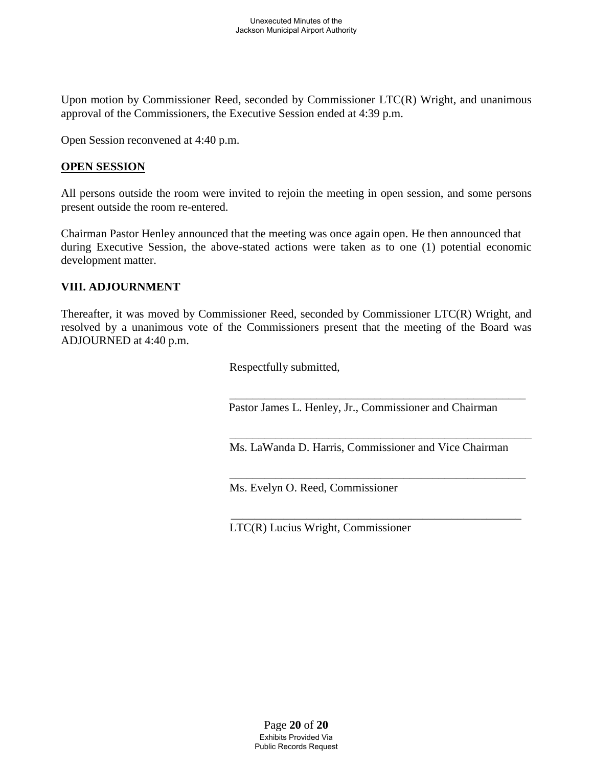Upon motion by Commissioner Reed, seconded by Commissioner LTC(R) Wright, and unanimous approval of the Commissioners, the Executive Session ended at 4:39 p.m.

Open Session reconvened at 4:40 p.m.

## OPEN SESSION

All persons outside the room were invited to rejoin the meeting in open session, and some persons present outside the room re-entered.

Chairman Pastor Henley announced that the meeting was once again open. He then announced that during Executive Session, the above-stated actions were taken as to one (1) potential economic development matter.

## VIII. ADJOURNMENT

Thereafter, it was moved by Commissioner Reed, seconded by Commissioner LTC(R) Wright, and resolved by a unanimous vote of the Commissioners present that the meeting of the Board was ADJOURNED at 4:40 p.m.

Respectfully submitted,

_____________________________________________________

Pastor James L. Henley, Jr., Commissioner and Chairman

_____________________________________________________

Ms. LaWanda D. Harris, Commissioner and Vice Chairman

_____________________________________________________

Ms. Evelyn O. Reed, Commissioner

_____________________________________________________

LTC(R) Lucius Wright, Commissioner